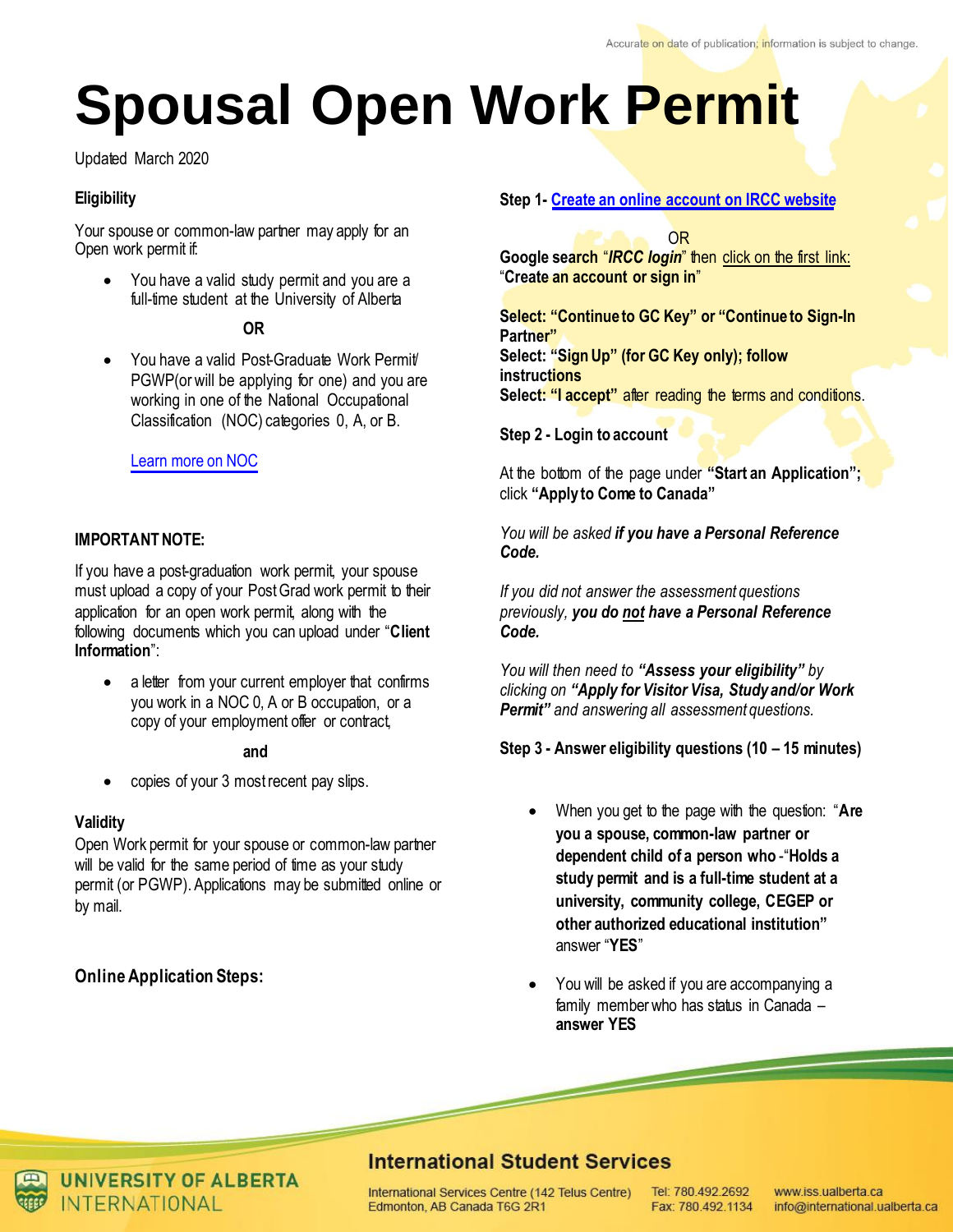Accurate on date of publication; information is subject to change.

# Spousal Open Work Permit

Updated March 2020

### Eligibility

Your spouse or common-law partner may apply for an Open work permit if:

- You have a valid study permit and you are a full-time student at the University of Alberta

**OR**

- You have a valid Post-Graduate Work Permit/ PGWP(or will be applying for one) and you are working in one of the National Occupational Classification (NOC) categories 0, A, or B.

Learn more on NOC

### IMPORTANT NOTE:

If you have a post-graduation work permit, your spouse must upload a copy of your Post Grad work permit to their application for an open work permit, along with the following documents which you can upload under "**Client Information**":

- a letter from your current employer that confirms you work in a NOC 0, A or B occupation, or a copy of your employment offer or contract,

**and**

- copies of your 3 most recent pay slips.

### Validity

Open Work permit for your spouse or common-law partner will be valid for the same period of time as your study permit (or PGWP). Applications may be submitted online or by mail.

### Online Application Steps:

**Step 1- Create an online account on IRCC website**

OR

**Google search** "***IRCC login***" then click on the first link: "**Create an account or sign in**"

**Select: "Continue to GC Key" or "Continue to Sign-In Partner"**
**Select: "Sign Up" (for GC Key only); follow instructions**
**Select: "I accept"** after reading the terms and conditions.

**Step 2 - Login to account**

At the bottom of the page under **"Start an Application";** click **"Apply to Come to Canada"**

*You will be asked **if you have a Personal Reference Code.***

*If you did not answer the assessment questions previously, **you do not have a Personal Reference Code.***

*You will then need to **"Assess your eligibility"** by clicking on **"Apply for Visitor Visa, Study and/or Work Permit"** and answering all assessment questions.*

**Step 3 - Answer eligibility questions (10 – 15 minutes)**

- When you get to the page with the question: "**Are you a spouse, common-law partner or dependent child of a person who** -"**Holds a study permit and is a full-time student at a university, community college, CEGEP or other authorized educational institution"** answer "**YES**"
- You will be asked if you are accompanying a family member who has status in Canada – **answer YES**

UNIVERSITY OF ALBERTA INTERNATIONAL

**International Student Services**

International Services Centre (142 Telus Centre)
Edmonton, AB Canada T6G 2R1

Tel: 780.492.2692
Fax: 780.492.1134

www.iss.ualberta.ca
info@international.ualberta.ca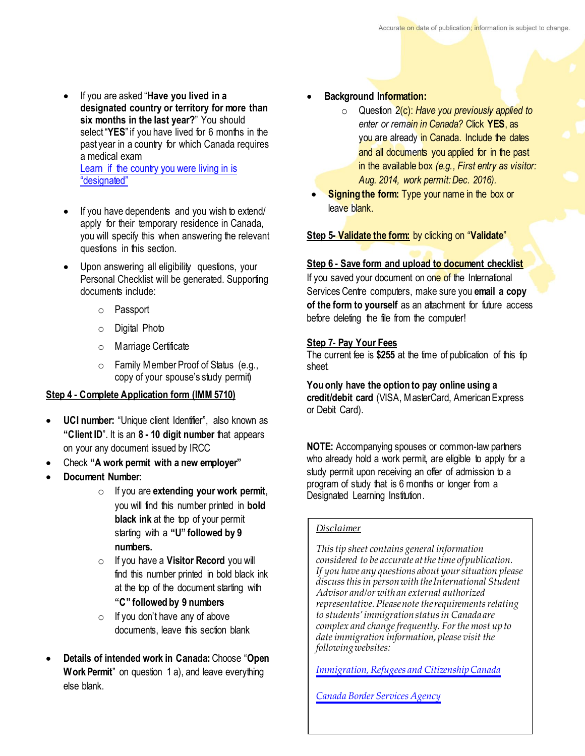- If you are asked "**Have you lived in a designated country or territory for more than six months in the last year?**" You should select "**YES**" if you have lived for 6 months in the past year in a country for which Canada requires a medical exam
  [Learn if the country you were living in is "designated"]

- If you have dependents and you wish to extend/ apply for their temporary residence in Canada, you will specify this when answering the relevant questions in this section.

- Upon answering all eligibility questions, your Personal Checklist will be generated. Supporting documents include:
  - Passport
  - Digital Photo
  - Marriage Certificate
  - Family Member Proof of Status (e.g., copy of your spouse's study permit)

**Step 4 - Complete Application form (IMM 5710)**

- **UCI number:** "Unique client Identifier", also known as **"Client ID"**. It is an **8 - 10 digit number** that appears on your any document issued by IRCC
- Check **"A work permit with a new employer"**
- **Document Number:**
  - If you are **extending your work permit**, you will find this number printed in **bold black ink** at the top of your permit starting with a **"U" followed by 9 numbers.**
  - If you have a **Visitor Record** you will find this number printed in bold black ink at the top of the document starting with **"C" followed by 9 numbers**
  - If you don't have any of above documents, leave this section blank

- **Details of intended work in Canada:** Choose "**Open Work Permit**" on question 1 a), and leave everything else blank.

- **Background Information:**
  - Question 2(c): *Have you previously applied to enter or remain in Canada?* Click **YES**, as you are already in Canada. Include the dates and all documents you applied for in the past in the available box *(e.g., First entry as visitor: Aug. 2014, work permit: Dec. 2016).*
- **Signing the form:** Type your name in the box or leave blank.

**Step 5- Validate the form:** by clicking on "**Validate**"

**Step 6 - Save form and upload to document checklist**

If you saved your document on one of the International Services Centre computers, make sure you **email a copy of the form to yourself** as an attachment for future access before deleting the file from the computer!

**Step 7- Pay Your Fees**

The current fee is **$255** at the time of publication of this tip sheet.

**You only have the option to pay online using a credit/debit card** (VISA, MasterCard, American Express or Debit Card).

**NOTE:** Accompanying spouses or common-law partners who already hold a work permit, are eligible to apply for a study permit upon receiving an offer of admission to a program of study that is 6 months or longer from a Designated Learning Institution.

*Disclaimer*

*This tip sheet contains general information considered to be accurate at the time of publication. If you have any questions about your situation please discuss this in person with the International Student Advisor and/or with an external authorized representative. Please note the requirements relating to students' immigration status in Canada are complex and change frequently. For the most up to date immigration information, please visit the following websites:*

*Immigration, Refugees and Citizenship Canada*

*Canada Border Services Agency*